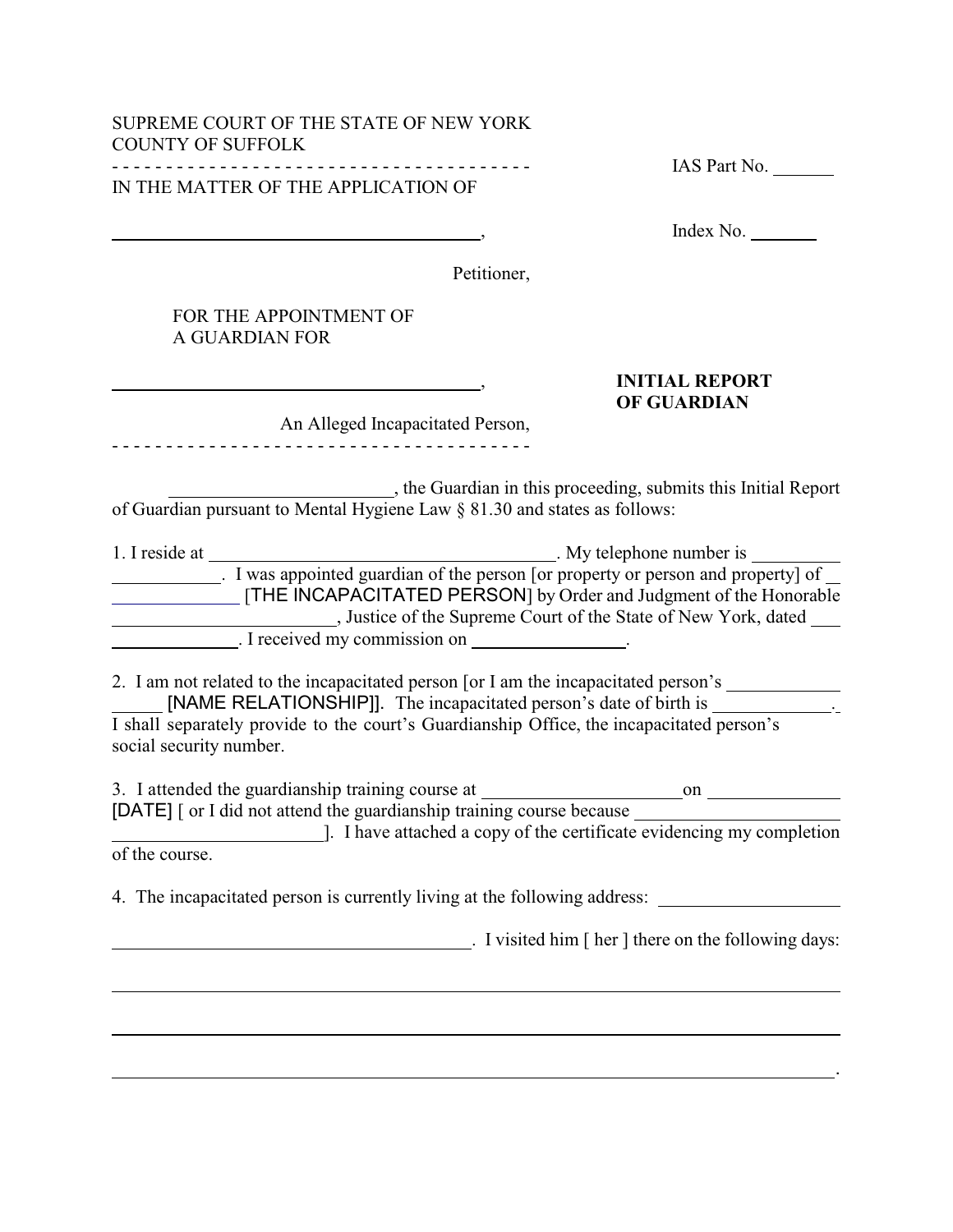SUPREME COURT OF THE STATE OF NEW YORK
COUNTY OF SUFFOLK

- - - - - - - - - - - - - - - - - - - - - - - - - - - - - - - - - - - - - - -

IAS Part No. _______

IN THE MATTER OF THE APPLICATION OF

_________________________________________,

Index No. ________

Petitioner,

FOR THE APPOINTMENT OF
A GUARDIAN FOR

_________________________________________,

**INITIAL REPORT OF GUARDIAN**

An Alleged Incapacitated Person,

- - - - - - - - - - - - - - - - - - - - - - - - - - - - - - - - - - - - - - -

________________________, the Guardian in this proceeding, submits this Initial Report of Guardian pursuant to Mental Hygiene Law § 81.30 and states as follows:

1. I reside at _____________________________________. My telephone number is _____________________. I was appointed guardian of the person [or property or person and property] of _______________ [THE INCAPACITATED PERSON] by Order and Judgment of the Honorable ________________________, Justice of the Supreme Court of the State of New York, dated _________________. I received my commission on ________________.

2. I am not related to the incapacitated person [or I am the incapacitated person's ________________ [NAME RELATIONSHIP]]. The incapacitated person's date of birth is _____________. I shall separately provide to the court's Guardianship Office, the incapacitated person's social security number.

3. I attended the guardianship training course at _____________________ on ______________ [DATE] [ or I did not attend the guardianship training course because _________________________________________]. I have attached a copy of the certificate evidencing my completion of the course.

4. The incapacitated person is currently living at the following address: ___________________ _______________________________________. I visited him [ her ] there on the following days:

_____________________________________________________________________________

_____________________________________________________________________________

_____________________________________________________________________________.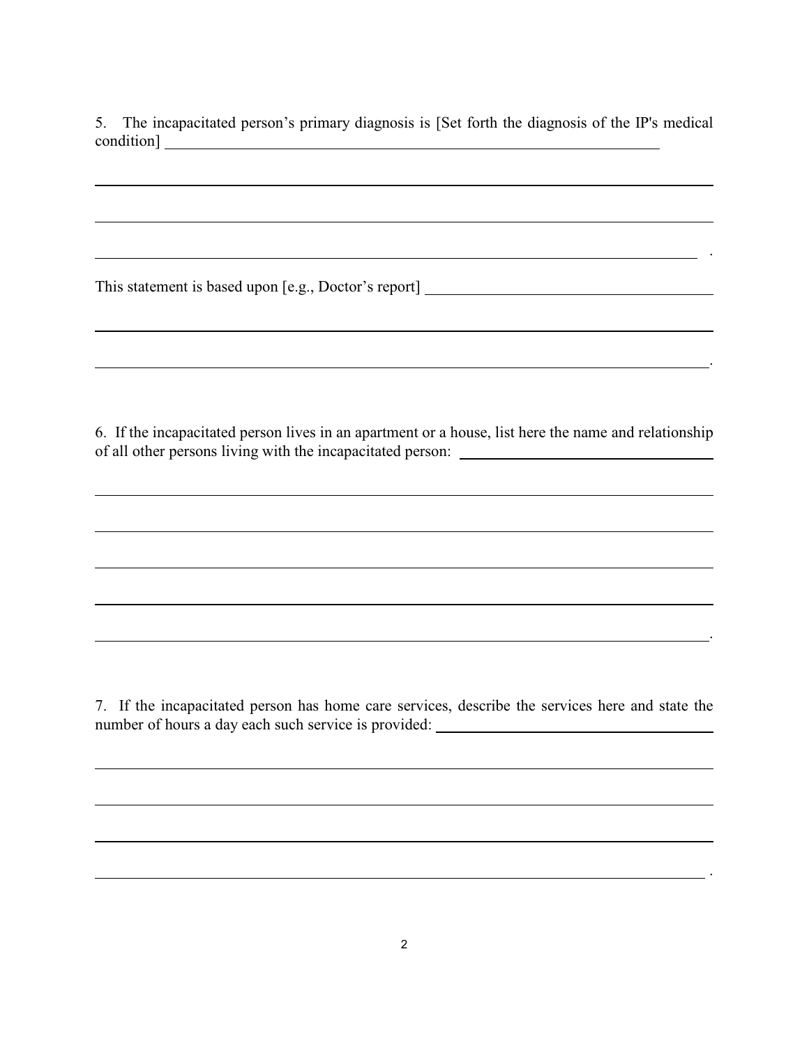5. The incapacitated person's primary diagnosis is [Set forth the diagnosis of the IP's medical condition] ______________________________________________________________

______________________________________________________________________________

______________________________________________________________________________

______________________________________________________________________________ .

This statement is based upon [e.g., Doctor's report] ______________________________________

______________________________________________________________________________

______________________________________________________________________________.

6. If the incapacitated person lives in an apartment or a house, list here the name and relationship of all other persons living with the incapacitated person: ________________________________

______________________________________________________________________________

______________________________________________________________________________

______________________________________________________________________________

______________________________________________________________________________

______________________________________________________________________________.

7. If the incapacitated person has home care services, describe the services here and state the number of hours a day each such service is provided: ____________________________________

______________________________________________________________________________

______________________________________________________________________________

______________________________________________________________________________

______________________________________________________________________________ .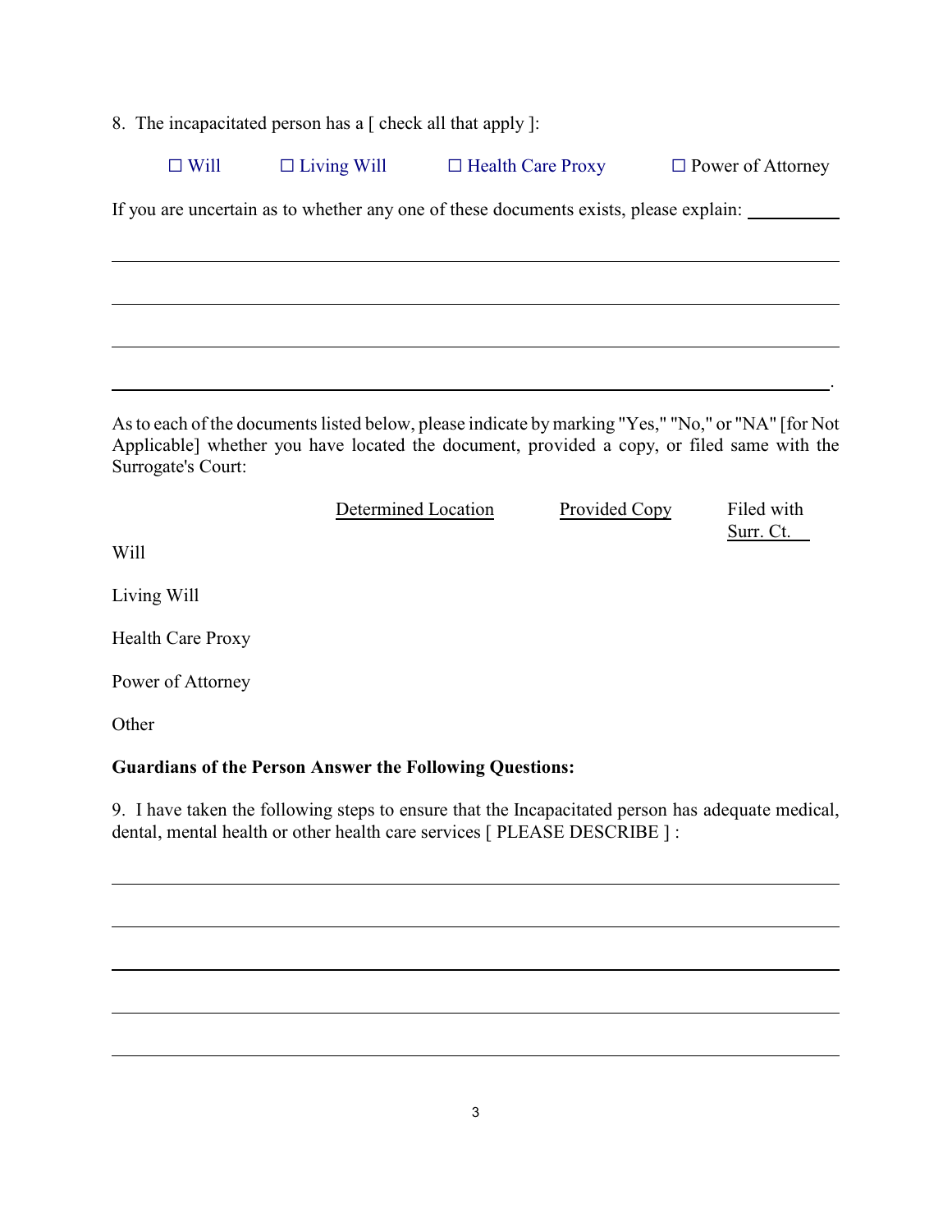8. The incapacitated person has a [ check all that apply ]:

☐ Will ☐ Living Will ☐ Health Care Proxy ☐ Power of Attorney

If you are uncertain as to whether any one of these documents exists, please explain: __________

______________________________________________________________________________

______________________________________________________________________________

______________________________________________________________________________

_____________________________________________________________________________.

As to each of the documents listed below, please indicate by marking "Yes," "No," or "NA" [for Not Applicable] whether you have located the document, provided a copy, or filed same with the Surrogate's Court:

| | Determined Location | Provided Copy | Filed with Surr. Ct. |
|---|---|---|---|
| Will | | | |
| Living Will | | | |
| Health Care Proxy | | | |
| Power of Attorney | | | |
| Other | | | |

**Guardians of the Person Answer the Following Questions:**

9. I have taken the following steps to ensure that the Incapacitated person has adequate medical, dental, mental health or other health care services [ PLEASE DESCRIBE ] :

______________________________________________________________________________

______________________________________________________________________________

______________________________________________________________________________

______________________________________________________________________________

______________________________________________________________________________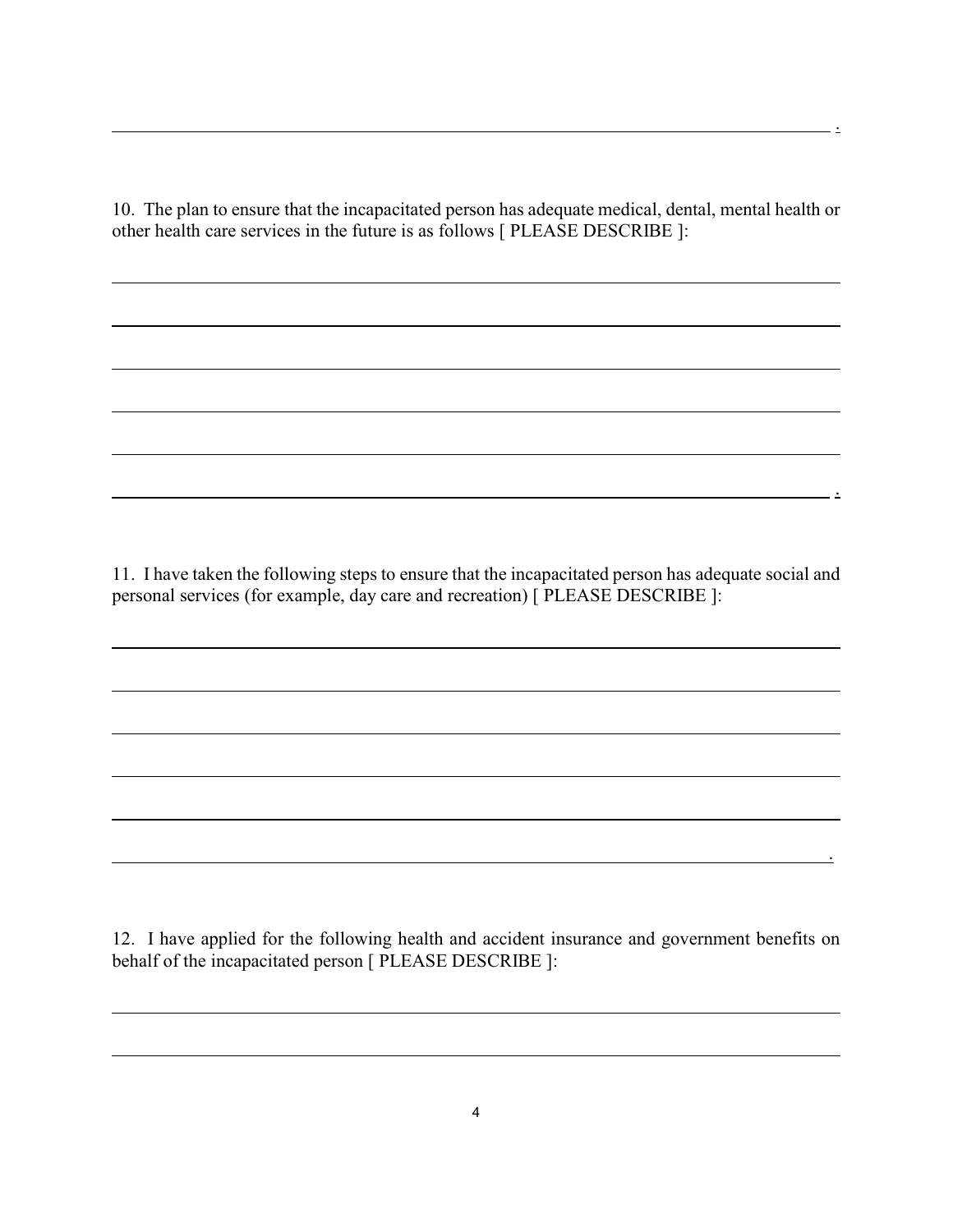______________________________________________________________________________.

10. The plan to ensure that the incapacitated person has adequate medical, dental, mental health or other health care services in the future is as follows [ PLEASE DESCRIBE ]:

______________________________________________________________________________

______________________________________________________________________________

______________________________________________________________________________

______________________________________________________________________________

______________________________________________________________________________

______________________________________________________________________________.

11. I have taken the following steps to ensure that the incapacitated person has adequate social and personal services (for example, day care and recreation) [ PLEASE DESCRIBE ]:

______________________________________________________________________________

______________________________________________________________________________

______________________________________________________________________________

______________________________________________________________________________

______________________________________________________________________________

______________________________________________________________________________.

12. I have applied for the following health and accident insurance and government benefits on behalf of the incapacitated person [ PLEASE DESCRIBE ]:

______________________________________________________________________________

______________________________________________________________________________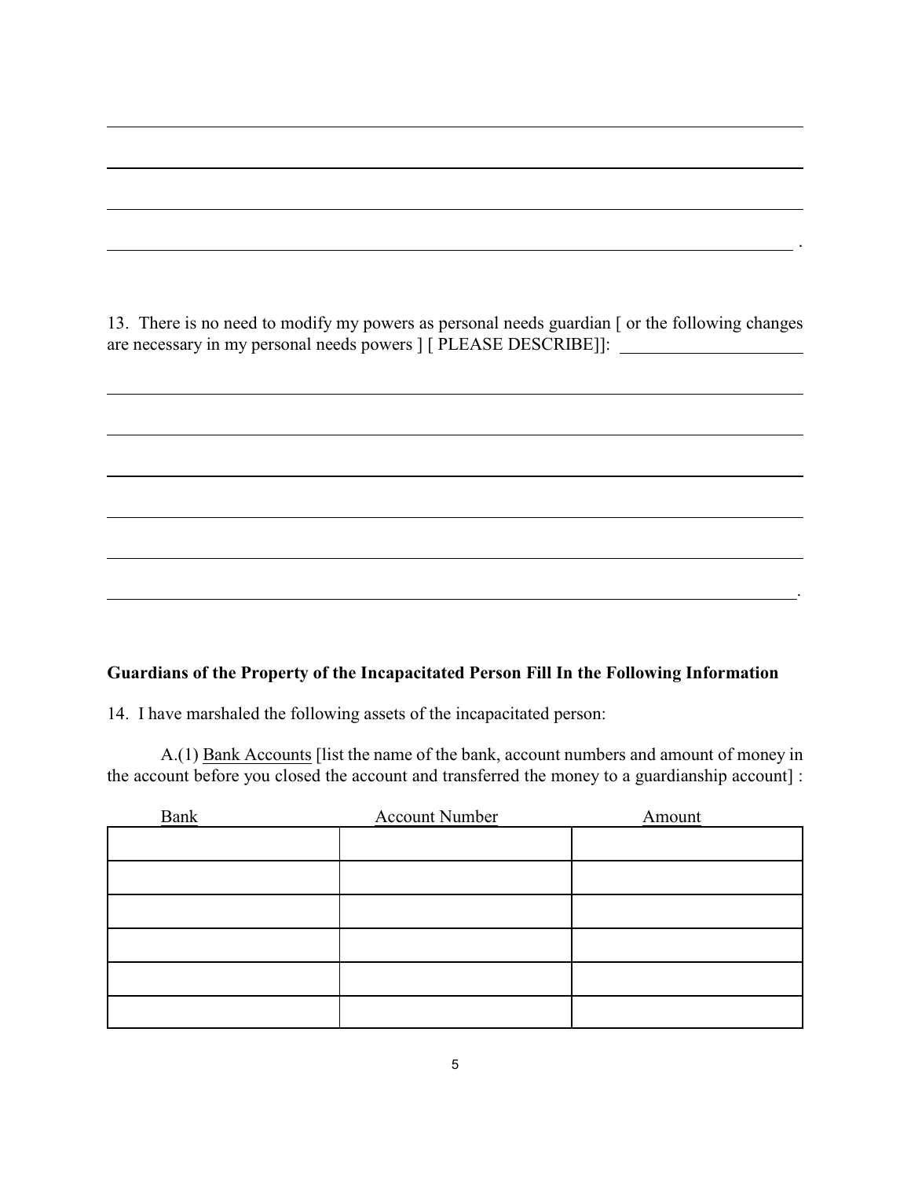\_\_\_\_\_\_\_\_\_\_\_\_\_\_\_\_\_\_\_\_\_\_\_\_\_\_\_\_\_\_\_\_\_\_\_\_\_\_\_\_\_\_\_\_\_\_\_\_\_\_\_\_\_\_\_\_\_\_\_\_\_\_\_\_\_\_\_\_\_\_\_\_\_\_\_\_

\_\_\_\_\_\_\_\_\_\_\_\_\_\_\_\_\_\_\_\_\_\_\_\_\_\_\_\_\_\_\_\_\_\_\_\_\_\_\_\_\_\_\_\_\_\_\_\_\_\_\_\_\_\_\_\_\_\_\_\_\_\_\_\_\_\_\_\_\_\_\_\_\_\_\_\_

\_\_\_\_\_\_\_\_\_\_\_\_\_\_\_\_\_\_\_\_\_\_\_\_\_\_\_\_\_\_\_\_\_\_\_\_\_\_\_\_\_\_\_\_\_\_\_\_\_\_\_\_\_\_\_\_\_\_\_\_\_\_\_\_\_\_\_\_\_\_\_\_\_\_\_\_

\_\_\_\_\_\_\_\_\_\_\_\_\_\_\_\_\_\_\_\_\_\_\_\_\_\_\_\_\_\_\_\_\_\_\_\_\_\_\_\_\_\_\_\_\_\_\_\_\_\_\_\_\_\_\_\_\_\_\_\_\_\_\_\_\_\_\_\_\_\_\_\_\_\_\_ .

13. There is no need to modify my powers as personal needs guardian [ or the following changes are necessary in my personal needs powers ] [ PLEASE DESCRIBE]]: \_\_\_\_\_\_\_\_\_\_\_\_\_\_\_\_\_\_\_\_\_\_

\_\_\_\_\_\_\_\_\_\_\_\_\_\_\_\_\_\_\_\_\_\_\_\_\_\_\_\_\_\_\_\_\_\_\_\_\_\_\_\_\_\_\_\_\_\_\_\_\_\_\_\_\_\_\_\_\_\_\_\_\_\_\_\_\_\_\_\_\_\_\_\_\_\_\_\_

\_\_\_\_\_\_\_\_\_\_\_\_\_\_\_\_\_\_\_\_\_\_\_\_\_\_\_\_\_\_\_\_\_\_\_\_\_\_\_\_\_\_\_\_\_\_\_\_\_\_\_\_\_\_\_\_\_\_\_\_\_\_\_\_\_\_\_\_\_\_\_\_\_\_\_\_

\_\_\_\_\_\_\_\_\_\_\_\_\_\_\_\_\_\_\_\_\_\_\_\_\_\_\_\_\_\_\_\_\_\_\_\_\_\_\_\_\_\_\_\_\_\_\_\_\_\_\_\_\_\_\_\_\_\_\_\_\_\_\_\_\_\_\_\_\_\_\_\_\_\_\_\_

\_\_\_\_\_\_\_\_\_\_\_\_\_\_\_\_\_\_\_\_\_\_\_\_\_\_\_\_\_\_\_\_\_\_\_\_\_\_\_\_\_\_\_\_\_\_\_\_\_\_\_\_\_\_\_\_\_\_\_\_\_\_\_\_\_\_\_\_\_\_\_\_\_\_\_\_

\_\_\_\_\_\_\_\_\_\_\_\_\_\_\_\_\_\_\_\_\_\_\_\_\_\_\_\_\_\_\_\_\_\_\_\_\_\_\_\_\_\_\_\_\_\_\_\_\_\_\_\_\_\_\_\_\_\_\_\_\_\_\_\_\_\_\_\_\_\_\_\_\_\_\_\_

\_\_\_\_\_\_\_\_\_\_\_\_\_\_\_\_\_\_\_\_\_\_\_\_\_\_\_\_\_\_\_\_\_\_\_\_\_\_\_\_\_\_\_\_\_\_\_\_\_\_\_\_\_\_\_\_\_\_\_\_\_\_\_\_\_\_\_\_\_\_\_\_\_\_\_.

**Guardians of the Property of the Incapacitated Person Fill In the Following Information**

14. I have marshaled the following assets of the incapacitated person:

A.(1) Bank Accounts [list the name of the bank, account numbers and amount of money in the account before you closed the account and transferred the money to a guardianship account] :

| Bank | Account Number | Amount |
|---|---|---|
| | | |
| | | |
| | | |
| | | |
| | | |
| | | |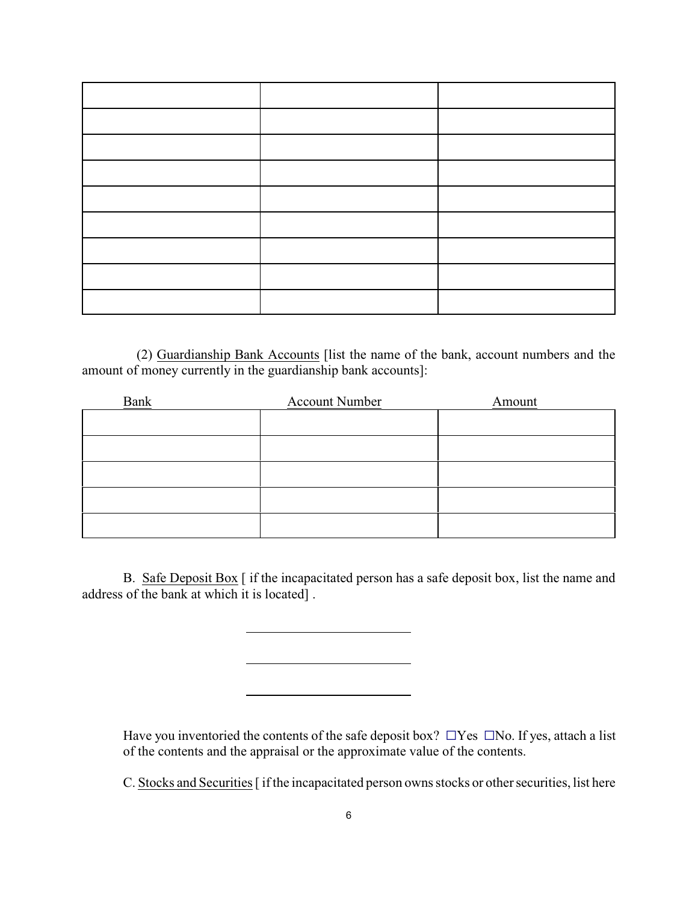| | | |
|---|---|---|
| | | |
| | | |
| | | |
| | | |
| | | |
| | | |
| | | |
| | | |

(2) Guardianship Bank Accounts [list the name of the bank, account numbers and the amount of money currently in the guardianship bank accounts]:

| Bank | Account Number | Amount |
|---|---|---|
| | | |
| | | |
| | | |
| | | |
| | | |

B. Safe Deposit Box [ if the incapacitated person has a safe deposit box, list the name and address of the bank at which it is located] .

\_\_\_\_\_\_\_\_\_\_\_\_\_\_\_\_\_\_\_\_\_\_\_\_

\_\_\_\_\_\_\_\_\_\_\_\_\_\_\_\_\_\_\_\_\_\_\_\_

\_\_\_\_\_\_\_\_\_\_\_\_\_\_\_\_\_\_\_\_\_\_\_\_

Have you inventoried the contents of the safe deposit box? ☐Yes ☐No. If yes, attach a list of the contents and the appraisal or the approximate value of the contents.

C. Stocks and Securities [ if the incapacitated person owns stocks or other securities, list here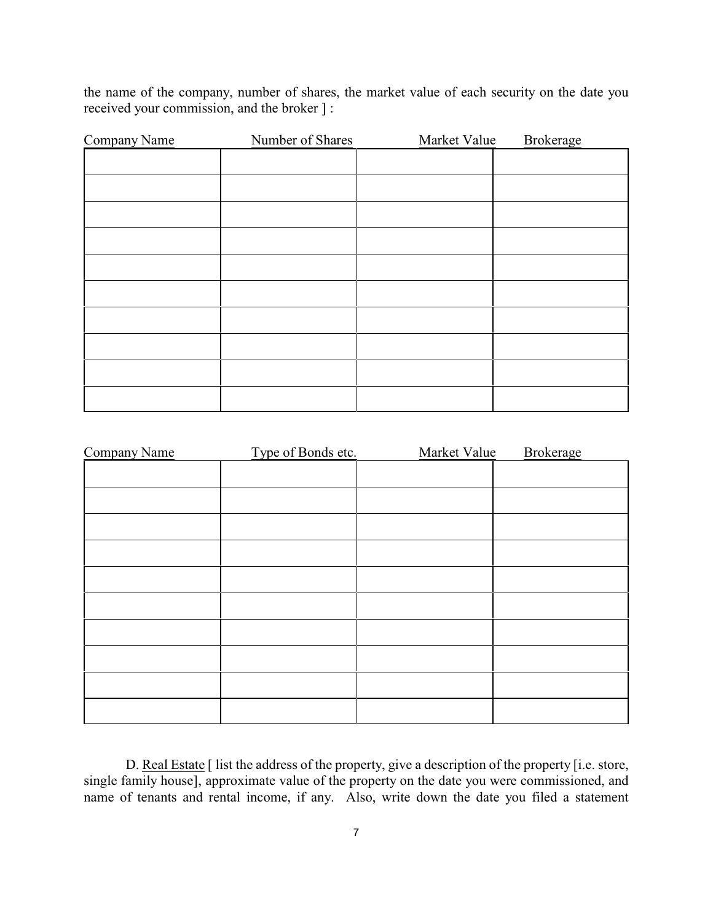the name of the company, number of shares, the market value of each security on the date you received your commission, and the broker ] :

| Company Name | Number of Shares | Market Value | Brokerage |
|---|---|---|---|
| | | | |
| | | | |
| | | | |
| | | | |
| | | | |
| | | | |
| | | | |
| | | | |
| | | | |
| | | | |

| Company Name | Type of Bonds etc. | Market Value | Brokerage |
|---|---|---|---|
| | | | |
| | | | |
| | | | |
| | | | |
| | | | |
| | | | |
| | | | |
| | | | |
| | | | |
| | | | |

D. Real Estate [ list the address of the property, give a description of the property [i.e. store, single family house], approximate value of the property on the date you were commissioned, and name of tenants and rental income, if any. Also, write down the date you filed a statement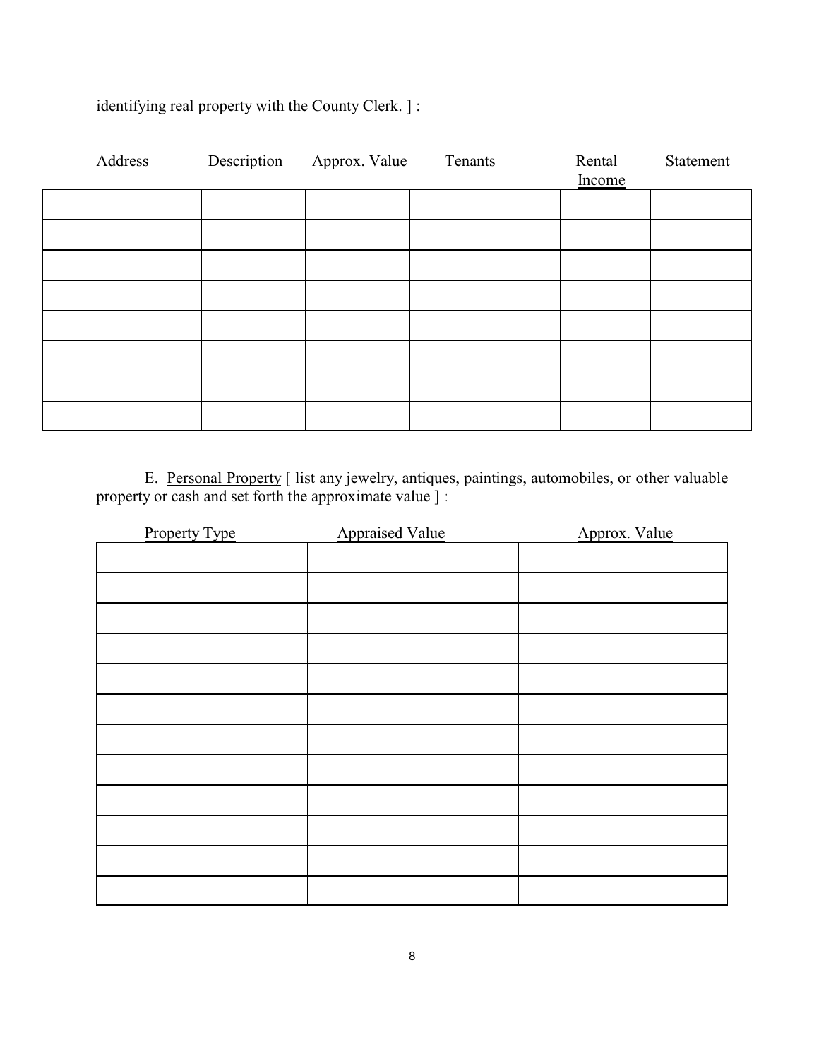identifying real property with the County Clerk. ] :

| Address | Description | Approx. Value | Tenants | Rental Income | Statement |
|---|---|---|---|---|---|
| | | | | | |
| | | | | | |
| | | | | | |
| | | | | | |
| | | | | | |
| | | | | | |
| | | | | | |
| | | | | | |

E. <u>Personal Property</u> [ list any jewelry, antiques, paintings, automobiles, or other valuable property or cash and set forth the approximate value ] :

| Property Type | Appraised Value | Approx. Value |
|---|---|---|
| | | |
| | | |
| | | |
| | | |
| | | |
| | | |
| | | |
| | | |
| | | |
| | | |
| | | |
| | | |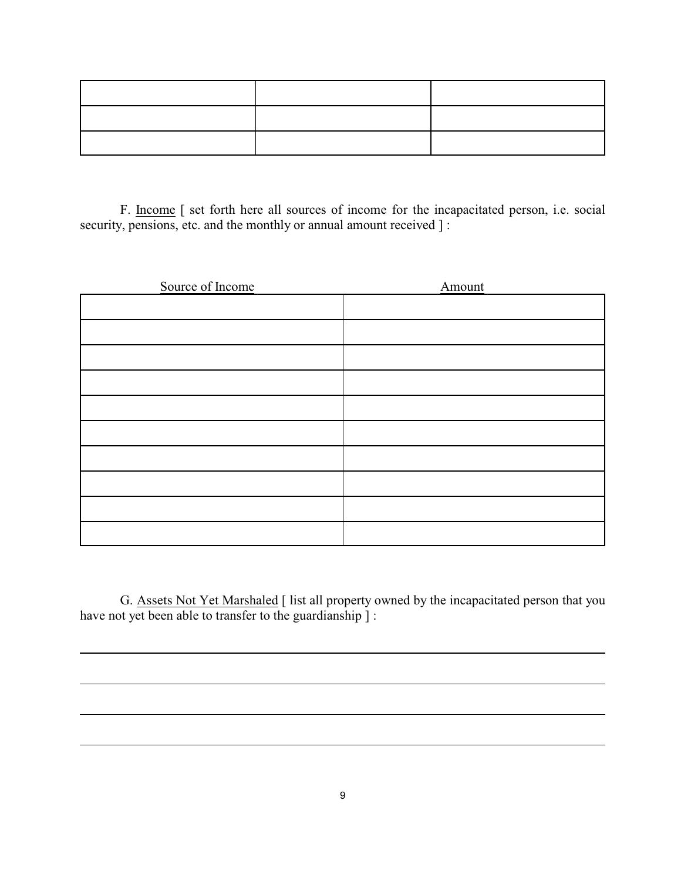| | | |
|---|---|---|
| | | |
| | | |
| | | |

F. Income [ set forth here all sources of income for the incapacitated person, i.e. social security, pensions, etc. and the monthly or annual amount received ] :

| Source of Income | Amount |
|---|---|
| | |
| | |
| | |
| | |
| | |
| | |
| | |
| | |
| | |
| | |

G. Assets Not Yet Marshaled [ list all property owned by the incapacitated person that you have not yet been able to transfer to the guardianship ] :

______________________________________________________________________________

______________________________________________________________________________

______________________________________________________________________________

______________________________________________________________________________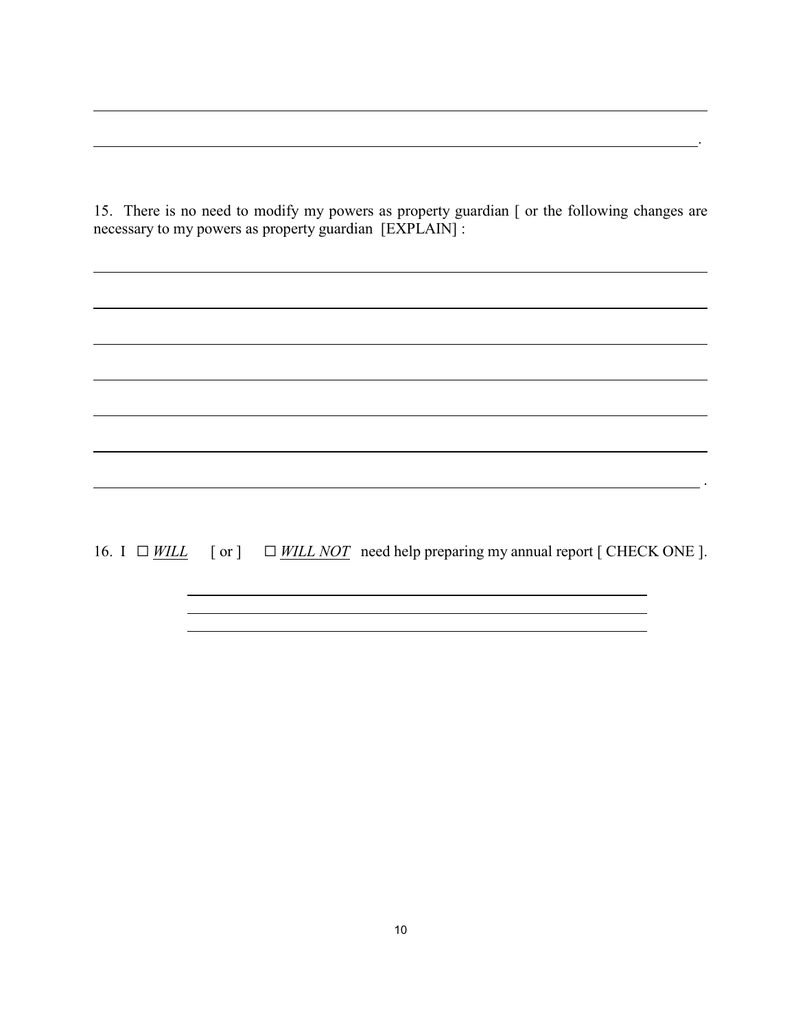______________________________________________________________________________

_____________________________________________________________________________.

15. There is no need to modify my powers as property guardian [ or the following changes are necessary to my powers as property guardian [EXPLAIN] :

______________________________________________________________________________

______________________________________________________________________________

______________________________________________________________________________

______________________________________________________________________________

______________________________________________________________________________

______________________________________________________________________________

_____________________________________________________________________________ .

16. I ☐ *WILL* [ or ] ☐ *WILL NOT* need help preparing my annual report [ CHECK ONE ].

____________________________________________________

____________________________________________________

____________________________________________________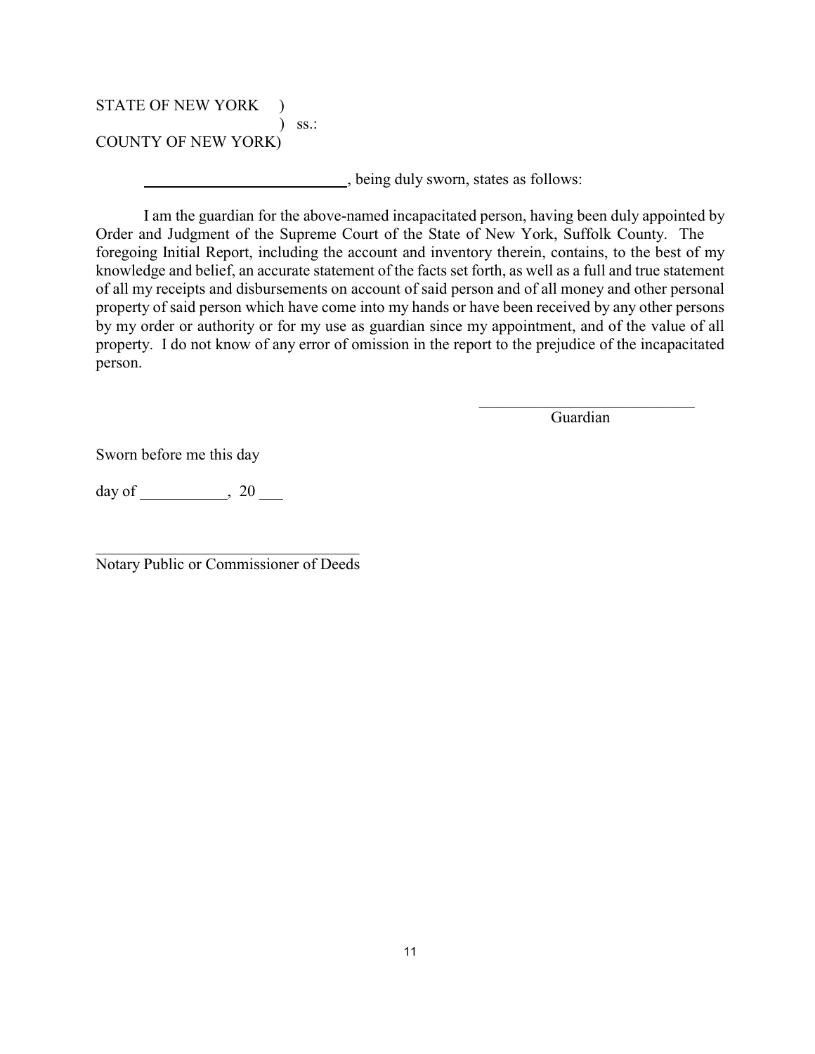STATE OF NEW YORK )
) ss.:
COUNTY OF NEW YORK)

\_\_\_\_\_\_\_\_\_\_\_\_\_\_\_\_\_\_\_\_\_\_\_\_\_\_, being duly sworn, states as follows:

I am the guardian for the above-named incapacitated person, having been duly appointed by Order and Judgment of the Supreme Court of the State of New York, Suffolk County. The foregoing Initial Report, including the account and inventory therein, contains, to the best of my knowledge and belief, an accurate statement of the facts set forth, as well as a full and true statement of all my receipts and disbursements on account of said person and of all money and other personal property of said person which have come into my hands or have been received by any other persons by my order or authority or for my use as guardian since my appointment, and of the value of all property. I do not know of any error of omission in the report to the prejudice of the incapacitated person.

\_\_\_\_\_\_\_\_\_\_\_\_\_\_\_\_\_\_\_\_\_\_\_\_\_\_\_\_
Guardian

Sworn before me this day

day of \_\_\_\_\_\_\_\_\_\_\_, 20 \_\_\_

\_\_\_\_\_\_\_\_\_\_\_\_\_\_\_\_\_\_\_\_\_\_\_\_\_\_\_\_\_\_\_\_\_\_
Notary Public or Commissioner of Deeds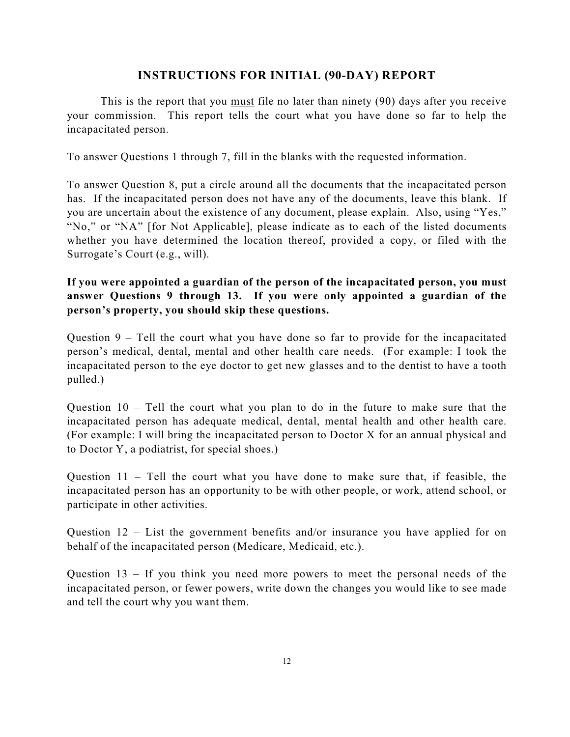## INSTRUCTIONS FOR INITIAL (90-DAY) REPORT

This is the report that you must file no later than ninety (90) days after you receive your commission. This report tells the court what you have done so far to help the incapacitated person.

To answer Questions 1 through 7, fill in the blanks with the requested information.

To answer Question 8, put a circle around all the documents that the incapacitated person has. If the incapacitated person does not have any of the documents, leave this blank. If you are uncertain about the existence of any document, please explain. Also, using "Yes," "No," or "NA" [for Not Applicable], please indicate as to each of the listed documents whether you have determined the location thereof, provided a copy, or filed with the Surrogate's Court (e.g., will).

**If you were appointed a guardian of the person of the incapacitated person, you must answer Questions 9 through 13. If you were only appointed a guardian of the person's property, you should skip these questions.**

Question 9 – Tell the court what you have done so far to provide for the incapacitated person's medical, dental, mental and other health care needs. (For example: I took the incapacitated person to the eye doctor to get new glasses and to the dentist to have a tooth pulled.)

Question 10 – Tell the court what you plan to do in the future to make sure that the incapacitated person has adequate medical, dental, mental health and other health care. (For example: I will bring the incapacitated person to Doctor X for an annual physical and to Doctor Y, a podiatrist, for special shoes.)

Question 11 – Tell the court what you have done to make sure that, if feasible, the incapacitated person has an opportunity to be with other people, or work, attend school, or participate in other activities.

Question 12 – List the government benefits and/or insurance you have applied for on behalf of the incapacitated person (Medicare, Medicaid, etc.).

Question 13 – If you think you need more powers to meet the personal needs of the incapacitated person, or fewer powers, write down the changes you would like to see made and tell the court why you want them.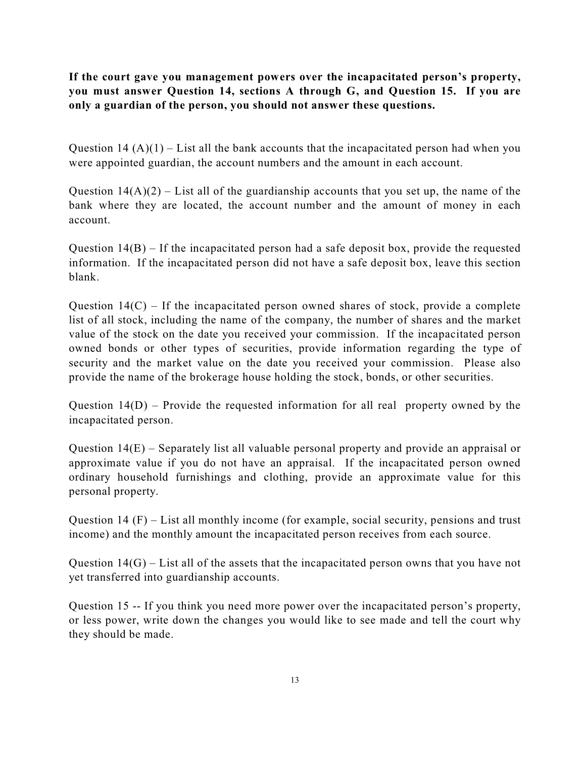**If the court gave you management powers over the incapacitated person's property, you must answer Question 14, sections A through G, and Question 15. If you are only a guardian of the person, you should not answer these questions.**

Question 14 (A)(1) – List all the bank accounts that the incapacitated person had when you were appointed guardian, the account numbers and the amount in each account.

Question 14(A)(2) – List all of the guardianship accounts that you set up, the name of the bank where they are located, the account number and the amount of money in each account.

Question 14(B) – If the incapacitated person had a safe deposit box, provide the requested information. If the incapacitated person did not have a safe deposit box, leave this section blank.

Question 14(C) – If the incapacitated person owned shares of stock, provide a complete list of all stock, including the name of the company, the number of shares and the market value of the stock on the date you received your commission. If the incapacitated person owned bonds or other types of securities, provide information regarding the type of security and the market value on the date you received your commission. Please also provide the name of the brokerage house holding the stock, bonds, or other securities.

Question 14(D) – Provide the requested information for all real property owned by the incapacitated person.

Question 14(E) – Separately list all valuable personal property and provide an appraisal or approximate value if you do not have an appraisal. If the incapacitated person owned ordinary household furnishings and clothing, provide an approximate value for this personal property.

Question 14 (F) – List all monthly income (for example, social security, pensions and trust income) and the monthly amount the incapacitated person receives from each source.

Question 14(G) – List all of the assets that the incapacitated person owns that you have not yet transferred into guardianship accounts.

Question 15 -- If you think you need more power over the incapacitated person's property, or less power, write down the changes you would like to see made and tell the court why they should be made.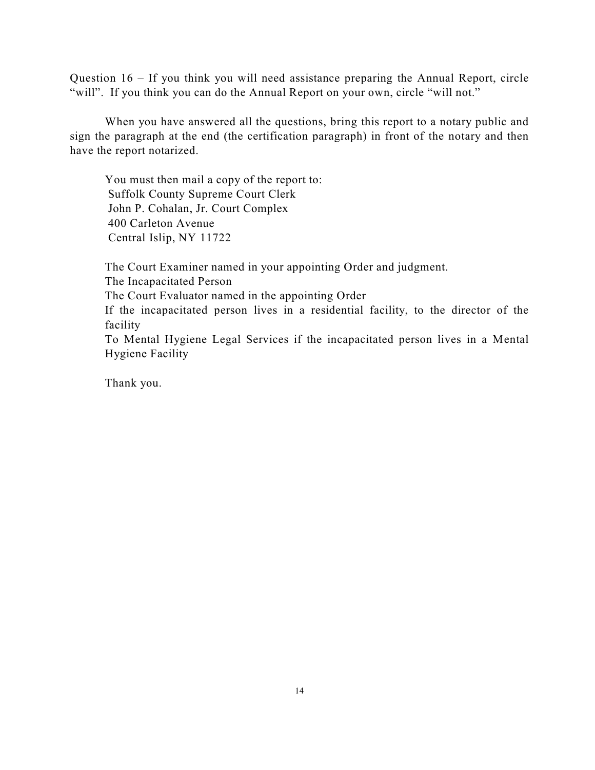Question 16 – If you think you will need assistance preparing the Annual Report, circle "will". If you think you can do the Annual Report on your own, circle "will not."

When you have answered all the questions, bring this report to a notary public and sign the paragraph at the end (the certification paragraph) in front of the notary and then have the report notarized.

You must then mail a copy of the report to:
Suffolk County Supreme Court Clerk
John P. Cohalan, Jr. Court Complex
400 Carleton Avenue
Central Islip, NY 11722

The Court Examiner named in your appointing Order and judgment.
The Incapacitated Person
The Court Evaluator named in the appointing Order
If the incapacitated person lives in a residential facility, to the director of the facility
To Mental Hygiene Legal Services if the incapacitated person lives in a Mental Hygiene Facility

Thank you.